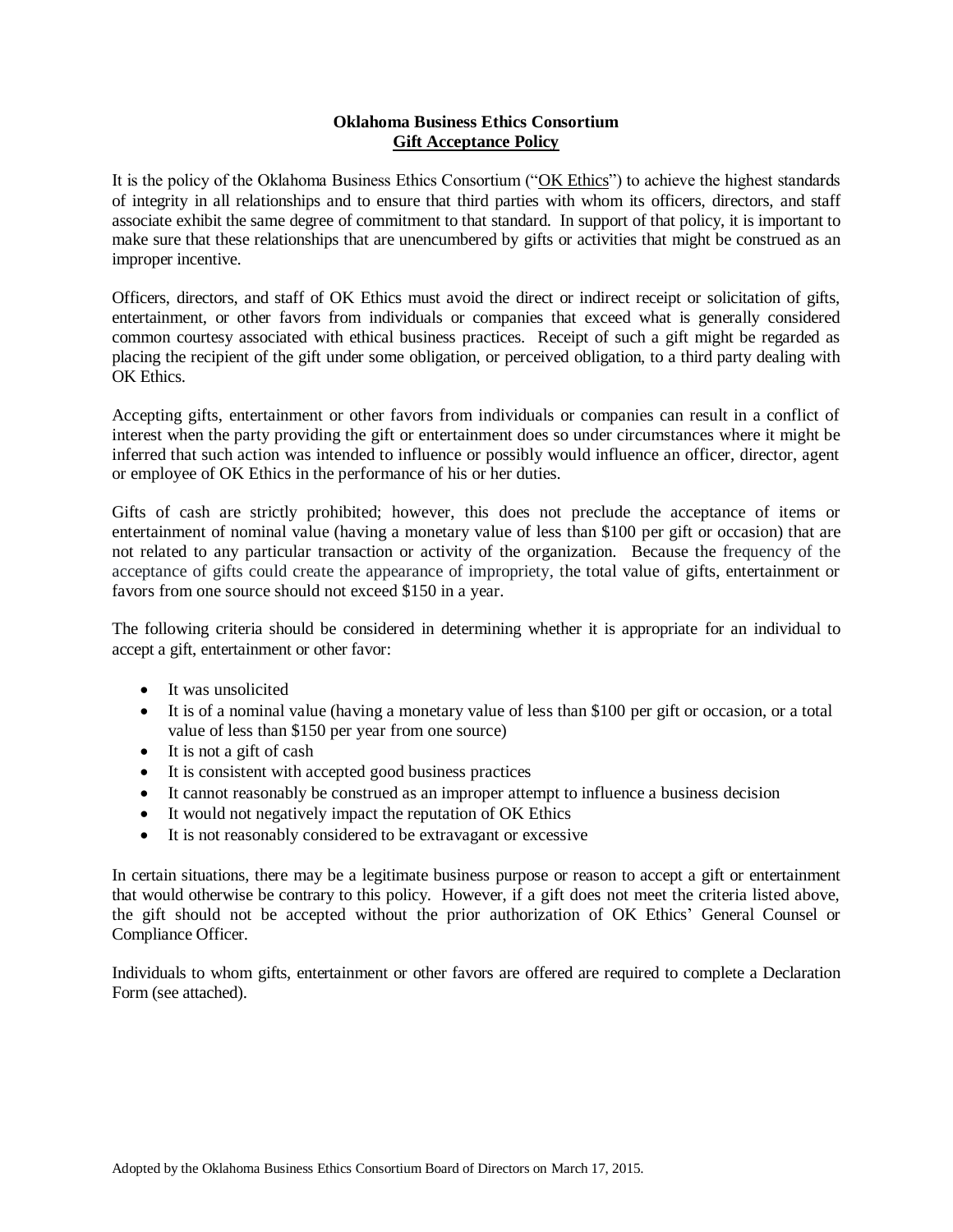**Oklahoma Business Ethics Consortium**
**Gift Acceptance Policy**

It is the policy of the Oklahoma Business Ethics Consortium ("OK Ethics") to achieve the highest standards of integrity in all relationships and to ensure that third parties with whom its officers, directors, and staff associate exhibit the same degree of commitment to that standard. In support of that policy, it is important to make sure that these relationships that are unencumbered by gifts or activities that might be construed as an improper incentive.

Officers, directors, and staff of OK Ethics must avoid the direct or indirect receipt or solicitation of gifts, entertainment, or other favors from individuals or companies that exceed what is generally considered common courtesy associated with ethical business practices. Receipt of such a gift might be regarded as placing the recipient of the gift under some obligation, or perceived obligation, to a third party dealing with OK Ethics.

Accepting gifts, entertainment or other favors from individuals or companies can result in a conflict of interest when the party providing the gift or entertainment does so under circumstances where it might be inferred that such action was intended to influence or possibly would influence an officer, director, agent or employee of OK Ethics in the performance of his or her duties.

Gifts of cash are strictly prohibited; however, this does not preclude the acceptance of items or entertainment of nominal value (having a monetary value of less than $100 per gift or occasion) that are not related to any particular transaction or activity of the organization. Because the frequency of the acceptance of gifts could create the appearance of impropriety, the total value of gifts, entertainment or favors from one source should not exceed $150 in a year.

The following criteria should be considered in determining whether it is appropriate for an individual to accept a gift, entertainment or other favor:

- It was unsolicited
- It is of a nominal value (having a monetary value of less than $100 per gift or occasion, or a total value of less than $150 per year from one source)
- It is not a gift of cash
- It is consistent with accepted good business practices
- It cannot reasonably be construed as an improper attempt to influence a business decision
- It would not negatively impact the reputation of OK Ethics
- It is not reasonably considered to be extravagant or excessive

In certain situations, there may be a legitimate business purpose or reason to accept a gift or entertainment that would otherwise be contrary to this policy. However, if a gift does not meet the criteria listed above, the gift should not be accepted without the prior authorization of OK Ethics' General Counsel or Compliance Officer.

Individuals to whom gifts, entertainment or other favors are offered are required to complete a Declaration Form (see attached).

Adopted by the Oklahoma Business Ethics Consortium Board of Directors on March 17, 2015.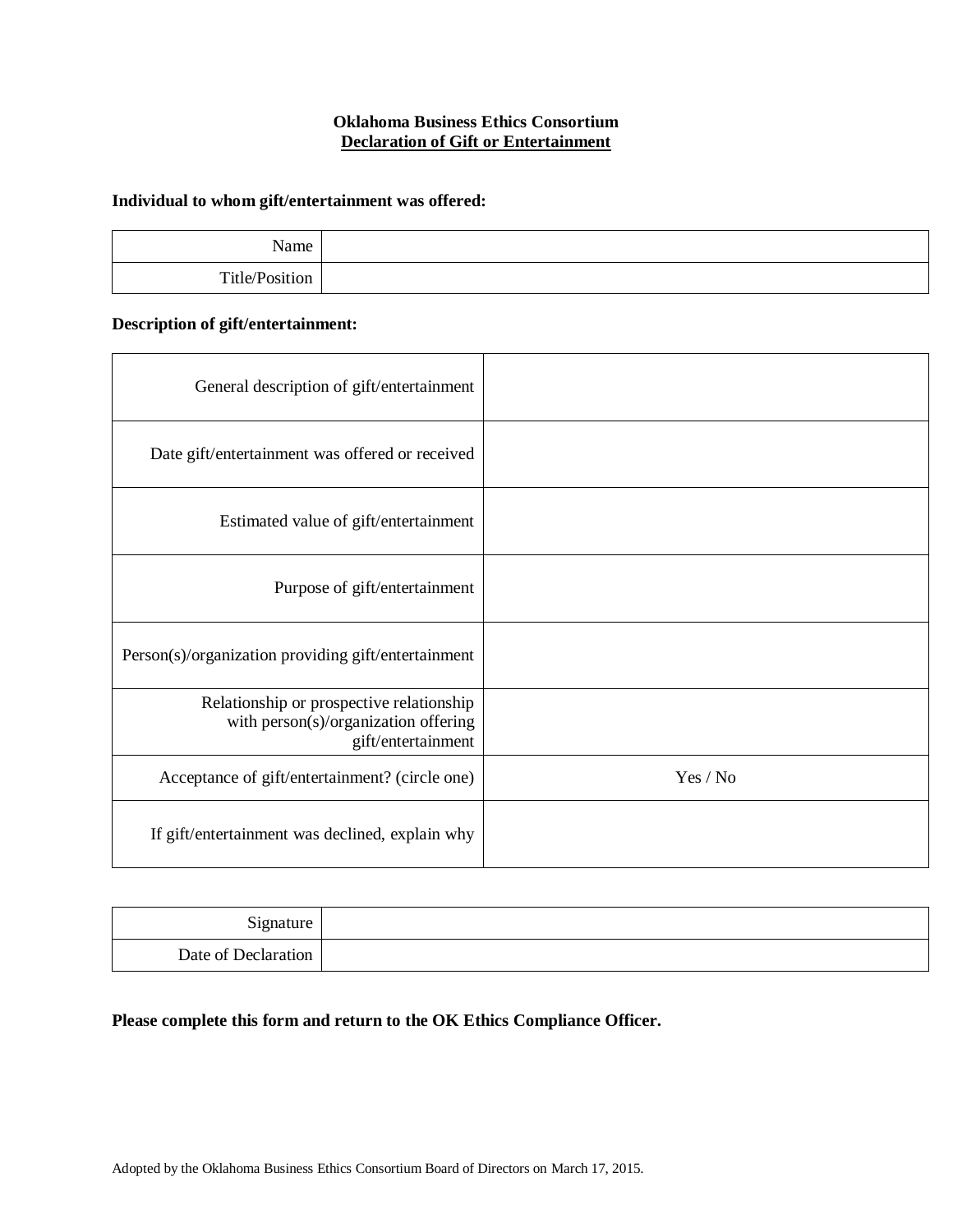**Oklahoma Business Ethics Consortium**
**Declaration of Gift or Entertainment**

**Individual to whom gift/entertainment was offered:**

| | |
|---|---|
| Name | |
| Title/Position | |

**Description of gift/entertainment:**

| | |
|---|---|
| General description of gift/entertainment | |
| Date gift/entertainment was offered or received | |
| Estimated value of gift/entertainment | |
| Purpose of gift/entertainment | |
| Person(s)/organization providing gift/entertainment | |
| Relationship or prospective relationship with person(s)/organization offering gift/entertainment | |
| Acceptance of gift/entertainment? (circle one) | Yes / No |
| If gift/entertainment was declined, explain why | |

| | |
|---|---|
| Signature | |
| Date of Declaration | |

**Please complete this form and return to the OK Ethics Compliance Officer.**

Adopted by the Oklahoma Business Ethics Consortium Board of Directors on March 17, 2015.